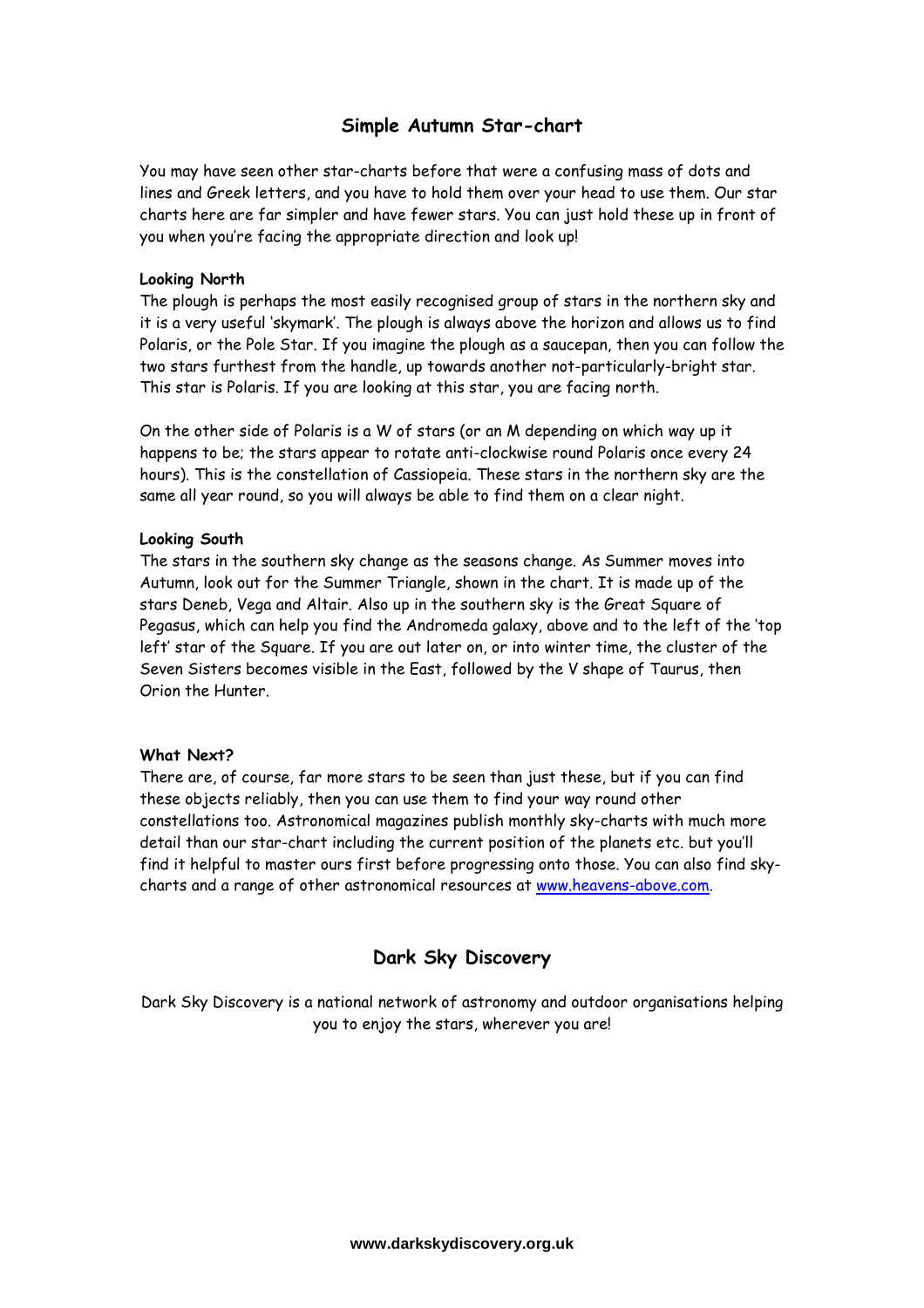# Simple Autumn Star-chart

You may have seen other star-charts before that were a confusing mass of dots and lines and Greek letters, and you have to hold them over your head to use them. Our star charts here are far simpler and have fewer stars. You can just hold these up in front of you when you're facing the appropriate direction and look up!

**Looking North**

The plough is perhaps the most easily recognised group of stars in the northern sky and it is a very useful 'skymark'. The plough is always above the horizon and allows us to find Polaris, or the Pole Star. If you imagine the plough as a saucepan, then you can follow the two stars furthest from the handle, up towards another not-particularly-bright star. This star is Polaris. If you are looking at this star, you are facing north.

On the other side of Polaris is a W of stars (or an M depending on which way up it happens to be; the stars appear to rotate anti-clockwise round Polaris once every 24 hours). This is the constellation of Cassiopeia. These stars in the northern sky are the same all year round, so you will always be able to find them on a clear night.

**Looking South**

The stars in the southern sky change as the seasons change. As Summer moves into Autumn, look out for the Summer Triangle, shown in the chart. It is made up of the stars Deneb, Vega and Altair. Also up in the southern sky is the Great Square of Pegasus, which can help you find the Andromeda galaxy, above and to the left of the 'top left' star of the Square. If you are out later on, or into winter time, the cluster of the Seven Sisters becomes visible in the East, followed by the V shape of Taurus, then Orion the Hunter.

**What Next?**

There are, of course, far more stars to be seen than just these, but if you can find these objects reliably, then you can use them to find your way round other constellations too. Astronomical magazines publish monthly sky-charts with much more detail than our star-chart including the current position of the planets etc. but you'll find it helpful to master ours first before progressing onto those. You can also find sky-charts and a range of other astronomical resources at [www.heavens-above.com](http://www.heavens-above.com).

## Dark Sky Discovery

Dark Sky Discovery is a national network of astronomy and outdoor organisations helping you to enjoy the stars, wherever you are!

www.darkskydiscovery.org.uk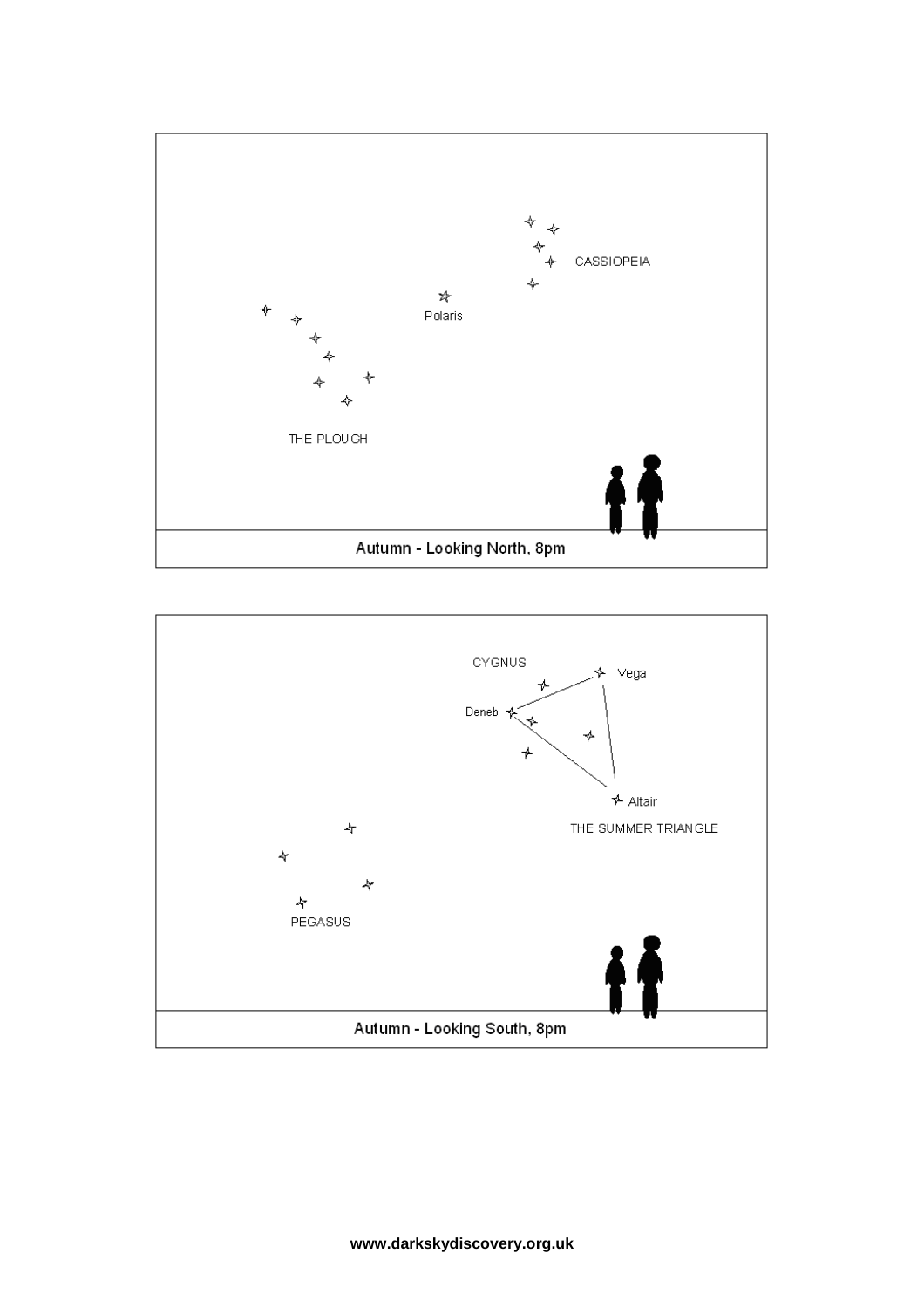CASSIOPEIA

Polaris

THE PLOUGH

Autumn - Looking North, 8pm

CYGNUS

Vega

Deneb

Altair

THE SUMMER TRIANGLE

PEGASUS

Autumn - Looking South, 8pm

www.darkskydiscovery.org.uk